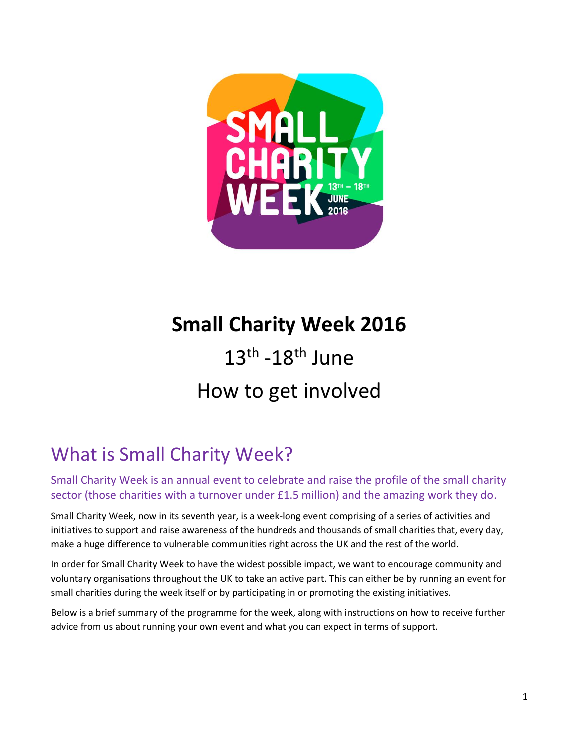# Small Charity Week 2016

13th -18th June

How to get involved

## What is Small Charity Week?

Small Charity Week is an annual event to celebrate and raise the profile of the small charity sector (those charities with a turnover under £1.5 million) and the amazing work they do.

Small Charity Week, now in its seventh year, is a week-long event comprising of a series of activities and initiatives to support and raise awareness of the hundreds and thousands of small charities that, every day, make a huge difference to vulnerable communities right across the UK and the rest of the world.

In order for Small Charity Week to have the widest possible impact, we want to encourage community and voluntary organisations throughout the UK to take an active part. This can either be by running an event for small charities during the week itself or by participating in or promoting the existing initiatives.

Below is a brief summary of the programme for the week, along with instructions on how to receive further advice from us about running your own event and what you can expect in terms of support.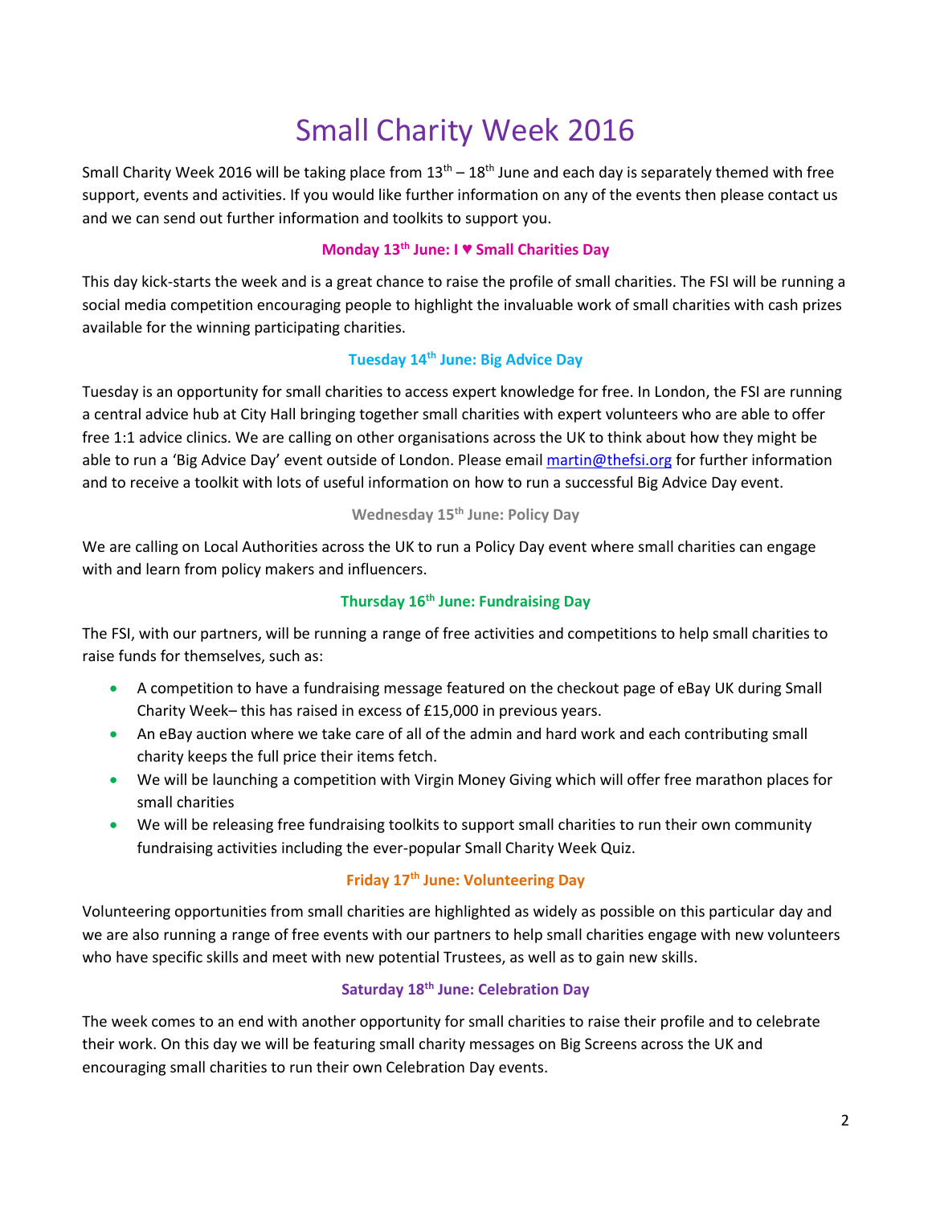# Small Charity Week 2016

Small Charity Week 2016 will be taking place from 13th – 18th June and each day is separately themed with free support, events and activities. If you would like further information on any of the events then please contact us and we can send out further information and toolkits to support you.

### Monday 13th June: I ♥ Small Charities Day

This day kick-starts the week and is a great chance to raise the profile of small charities. The FSI will be running a social media competition encouraging people to highlight the invaluable work of small charities with cash prizes available for the winning participating charities.

### Tuesday 14th June: Big Advice Day

Tuesday is an opportunity for small charities to access expert knowledge for free. In London, the FSI are running a central advice hub at City Hall bringing together small charities with expert volunteers who are able to offer free 1:1 advice clinics. We are calling on other organisations across the UK to think about how they might be able to run a 'Big Advice Day' event outside of London. Please email martin@thefsi.org for further information and to receive a toolkit with lots of useful information on how to run a successful Big Advice Day event.

### Wednesday 15th June: Policy Day

We are calling on Local Authorities across the UK to run a Policy Day event where small charities can engage with and learn from policy makers and influencers.

### Thursday 16th June: Fundraising Day

The FSI, with our partners, will be running a range of free activities and competitions to help small charities to raise funds for themselves, such as:

- A competition to have a fundraising message featured on the checkout page of eBay UK during Small Charity Week– this has raised in excess of £15,000 in previous years.
- An eBay auction where we take care of all of the admin and hard work and each contributing small charity keeps the full price their items fetch.
- We will be launching a competition with Virgin Money Giving which will offer free marathon places for small charities
- We will be releasing free fundraising toolkits to support small charities to run their own community fundraising activities including the ever-popular Small Charity Week Quiz.

### Friday 17th June: Volunteering Day

Volunteering opportunities from small charities are highlighted as widely as possible on this particular day and we are also running a range of free events with our partners to help small charities engage with new volunteers who have specific skills and meet with new potential Trustees, as well as to gain new skills.

### Saturday 18th June: Celebration Day

The week comes to an end with another opportunity for small charities to raise their profile and to celebrate their work. On this day we will be featuring small charity messages on Big Screens across the UK and encouraging small charities to run their own Celebration Day events.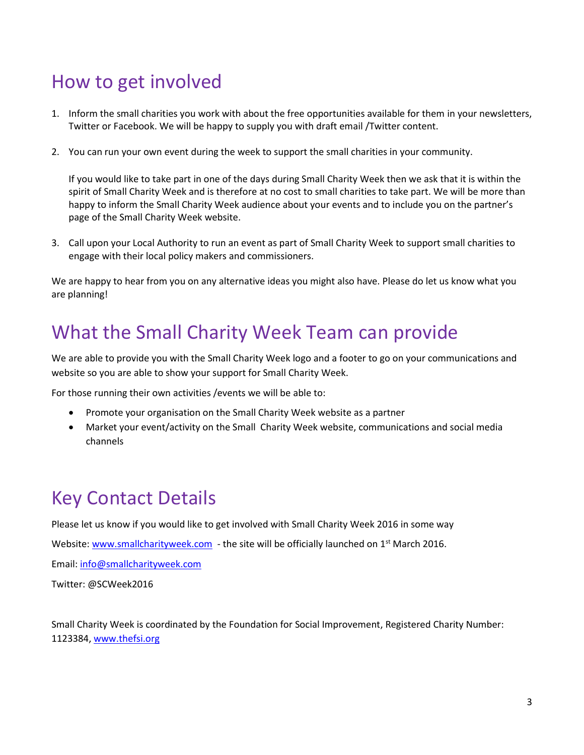# How to get involved

1. Inform the small charities you work with about the free opportunities available for them in your newsletters, Twitter or Facebook. We will be happy to supply you with draft email /Twitter content.

2. You can run your own event during the week to support the small charities in your community.

   If you would like to take part in one of the days during Small Charity Week then we ask that it is within the spirit of Small Charity Week and is therefore at no cost to small charities to take part. We will be more than happy to inform the Small Charity Week audience about your events and to include you on the partner's page of the Small Charity Week website.

3. Call upon your Local Authority to run an event as part of Small Charity Week to support small charities to engage with their local policy makers and commissioners.

We are happy to hear from you on any alternative ideas you might also have. Please do let us know what you are planning!

# What the Small Charity Week Team can provide

We are able to provide you with the Small Charity Week logo and a footer to go on your communications and website so you are able to show your support for Small Charity Week.

For those running their own activities /events we will be able to:

- Promote your organisation on the Small Charity Week website as a partner
- Market your event/activity on the Small Charity Week website, communications and social media channels

# Key Contact Details

Please let us know if you would like to get involved with Small Charity Week 2016 in some way

Website: [www.smallcharityweek.com](http://www.smallcharityweek.com) - the site will be officially launched on 1st March 2016.

Email: [info@smallcharityweek.com](mailto:info@smallcharityweek.com)

Twitter: @SCWeek2016

Small Charity Week is coordinated by the Foundation for Social Improvement, Registered Charity Number: 1123384, [www.thefsi.org](http://www.thefsi.org)